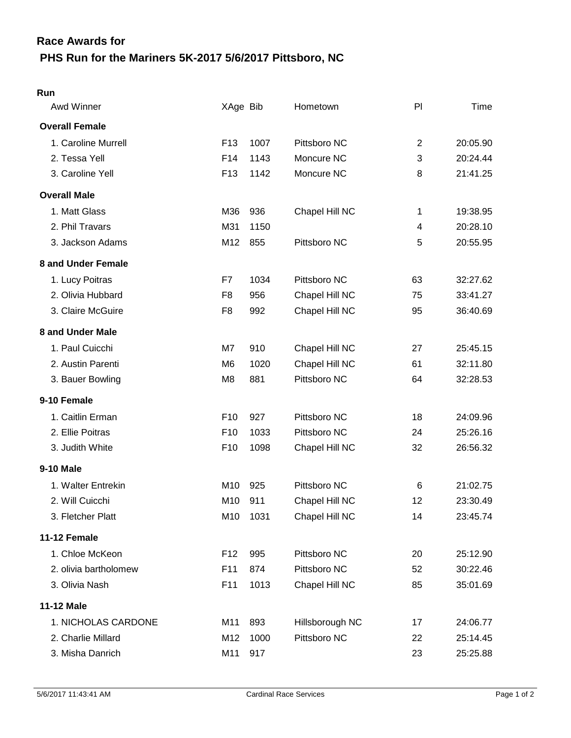# Race Awards for

## PHS Run for the Mariners 5K-2017 5/6/2017 Pittsboro, NC

### Run

| Awd Winner | XAge | Bib | Hometown | Pl | Time |
|---|---|---|---|---|---|
| **Overall Female** | | | | | |
| 1. Caroline Murrell | F13 | 1007 | Pittsboro NC | 2 | 20:05.90 |
| 2. Tessa Yell | F14 | 1143 | Moncure NC | 3 | 20:24.44 |
| 3. Caroline Yell | F13 | 1142 | Moncure NC | 8 | 21:41.25 |
| **Overall Male** | | | | | |
| 1. Matt Glass | M36 | 936 | Chapel Hill NC | 1 | 19:38.95 |
| 2. Phil Travars | M31 | 1150 | | 4 | 20:28.10 |
| 3. Jackson Adams | M12 | 855 | Pittsboro NC | 5 | 20:55.95 |
| **8 and Under Female** | | | | | |
| 1. Lucy Poitras | F7 | 1034 | Pittsboro NC | 63 | 32:27.62 |
| 2. Olivia Hubbard | F8 | 956 | Chapel Hill NC | 75 | 33:41.27 |
| 3. Claire McGuire | F8 | 992 | Chapel Hill NC | 95 | 36:40.69 |
| **8 and Under Male** | | | | | |
| 1. Paul Cuicchi | M7 | 910 | Chapel Hill NC | 27 | 25:45.15 |
| 2. Austin Parenti | M6 | 1020 | Chapel Hill NC | 61 | 32:11.80 |
| 3. Bauer Bowling | M8 | 881 | Pittsboro NC | 64 | 32:28.53 |
| **9-10 Female** | | | | | |
| 1. Caitlin Erman | F10 | 927 | Pittsboro NC | 18 | 24:09.96 |
| 2. Ellie Poitras | F10 | 1033 | Pittsboro NC | 24 | 25:26.16 |
| 3. Judith White | F10 | 1098 | Chapel Hill NC | 32 | 26:56.32 |
| **9-10 Male** | | | | | |
| 1. Walter Entrekin | M10 | 925 | Pittsboro NC | 6 | 21:02.75 |
| 2. Will Cuicchi | M10 | 911 | Chapel Hill NC | 12 | 23:30.49 |
| 3. Fletcher Platt | M10 | 1031 | Chapel Hill NC | 14 | 23:45.74 |
| **11-12 Female** | | | | | |
| 1. Chloe McKeon | F12 | 995 | Pittsboro NC | 20 | 25:12.90 |
| 2. olivia bartholomew | F11 | 874 | Pittsboro NC | 52 | 30:22.46 |
| 3. Olivia Nash | F11 | 1013 | Chapel Hill NC | 85 | 35:01.69 |
| **11-12 Male** | | | | | |
| 1. NICHOLAS CARDONE | M11 | 893 | Hillsborough NC | 17 | 24:06.77 |
| 2. Charlie Millard | M12 | 1000 | Pittsboro NC | 22 | 25:14.45 |
| 3. Misha Danrich | M11 | 917 | | 23 | 25:25.88 |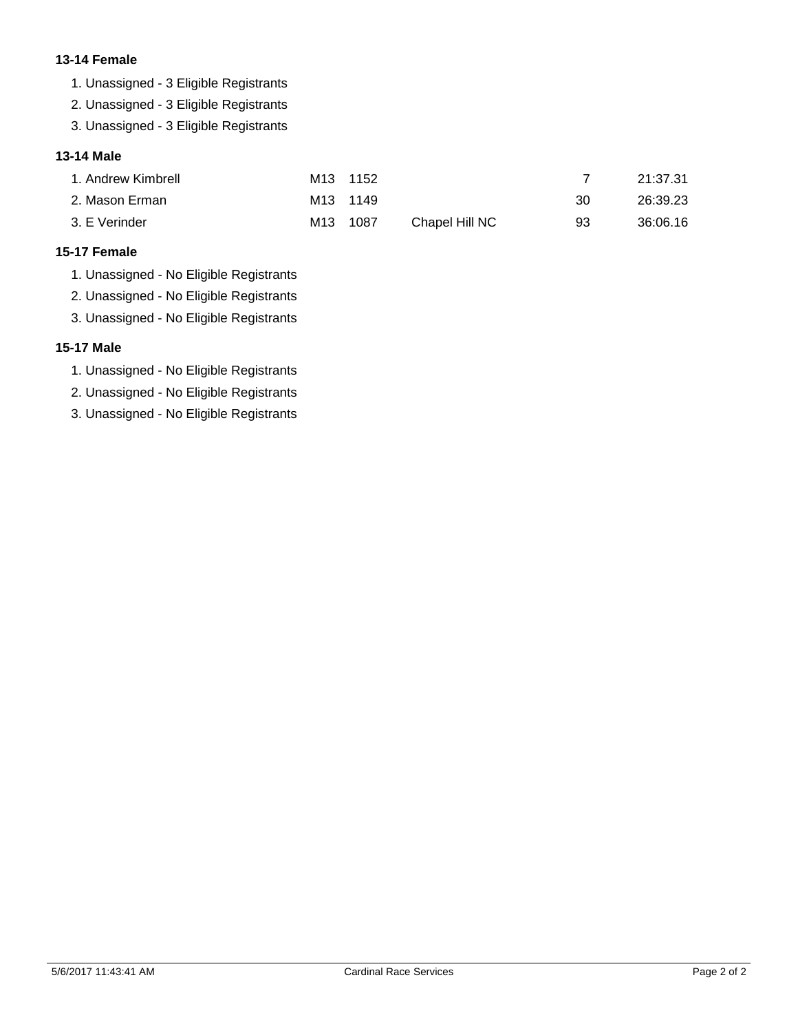### 13-14 Female

1. Unassigned - 3 Eligible Registrants
2. Unassigned - 3 Eligible Registrants
3. Unassigned - 3 Eligible Registrants

### 13-14 Male

| | | | | | |
|---|---|---|---|---|---|
| 1. Andrew Kimbrell | M13 | 1152 | | 7 | 21:37.31 |
| 2. Mason Erman | M13 | 1149 | | 30 | 26:39.23 |
| 3. E Verinder | M13 | 1087 | Chapel Hill NC | 93 | 36:06.16 |

### 15-17 Female

1. Unassigned - No Eligible Registrants
2. Unassigned - No Eligible Registrants
3. Unassigned - No Eligible Registrants

### 15-17 Male

1. Unassigned - No Eligible Registrants
2. Unassigned - No Eligible Registrants
3. Unassigned - No Eligible Registrants